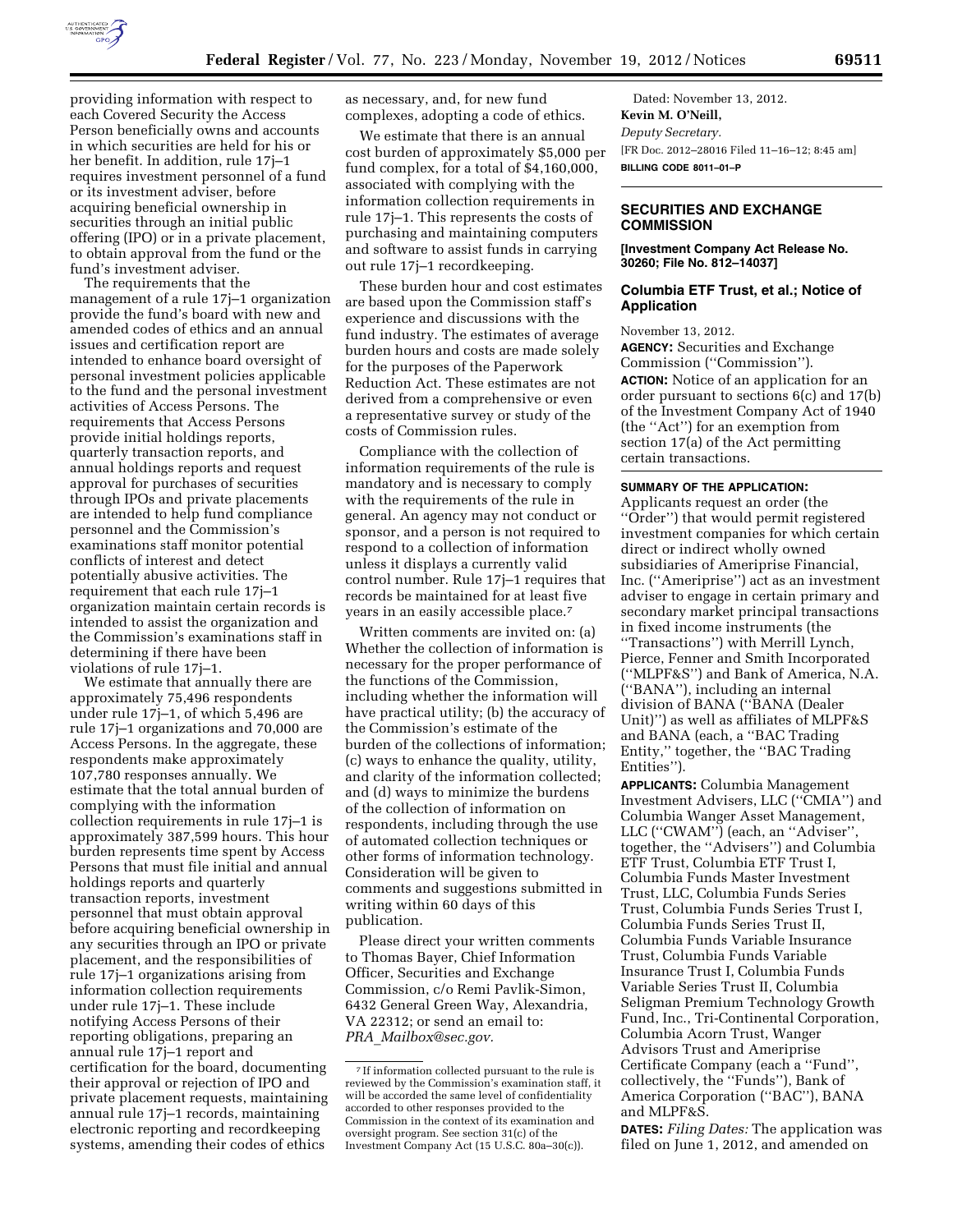providing information with respect to each Covered Security the Access Person beneficially owns and accounts in which securities are held for his or her benefit. In addition, rule 17j–1 requires investment personnel of a fund or its investment adviser, before acquiring beneficial ownership in securities through an initial public offering (IPO) or in a private placement, to obtain approval from the fund or the fund's investment adviser.

The requirements that the management of a rule 17j–1 organization provide the fund's board with new and amended codes of ethics and an annual issues and certification report are intended to enhance board oversight of personal investment policies applicable to the fund and the personal investment activities of Access Persons. The requirements that Access Persons provide initial holdings reports, quarterly transaction reports, and annual holdings reports and request approval for purchases of securities through IPOs and private placements are intended to help fund compliance personnel and the Commission's examinations staff monitor potential conflicts of interest and detect potentially abusive activities. The requirement that each rule 17j–1 organization maintain certain records is intended to assist the organization and the Commission's examinations staff in determining if there have been violations of rule 17j–1.

We estimate that annually there are approximately 75,496 respondents under rule 17j–1, of which 5,496 are rule 17j–1 organizations and 70,000 are Access Persons. In the aggregate, these respondents make approximately 107,780 responses annually. We estimate that the total annual burden of complying with the information collection requirements in rule 17j–1 is approximately 387,599 hours. This hour burden represents time spent by Access Persons that must file initial and annual holdings reports and quarterly transaction reports, investment personnel that must obtain approval before acquiring beneficial ownership in any securities through an IPO or private placement, and the responsibilities of rule 17j–1 organizations arising from information collection requirements under rule 17j–1. These include notifying Access Persons of their reporting obligations, preparing an annual rule 17j–1 report and certification for the board, documenting their approval or rejection of IPO and private placement requests, maintaining annual rule 17j–1 records, maintaining electronic reporting and recordkeeping systems, amending their codes of ethics as necessary, and, for new fund complexes, adopting a code of ethics.

We estimate that there is an annual cost burden of approximately $5,000 per fund complex, for a total of $4,160,000, associated with complying with the information collection requirements in rule 17j–1. This represents the costs of purchasing and maintaining computers and software to assist funds in carrying out rule 17j–1 recordkeeping.

These burden hour and cost estimates are based upon the Commission staff's experience and discussions with the fund industry. The estimates of average burden hours and costs are made solely for the purposes of the Paperwork Reduction Act. These estimates are not derived from a comprehensive or even a representative survey or study of the costs of Commission rules.

Compliance with the collection of information requirements of the rule is mandatory and is necessary to comply with the requirements of the rule in general. An agency may not conduct or sponsor, and a person is not required to respond to a collection of information unless it displays a currently valid control number. Rule 17j–1 requires that records be maintained for at least five years in an easily accessible place.[7]

Written comments are invited on: (a) Whether the collection of information is necessary for the proper performance of the functions of the Commission, including whether the information will have practical utility; (b) the accuracy of the Commission's estimate of the burden of the collections of information; (c) ways to enhance the quality, utility, and clarity of the information collected; and (d) ways to minimize the burdens of the collection of information on respondents, including through the use of automated collection techniques or other forms of information technology. Consideration will be given to comments and suggestions submitted in writing within 60 days of this publication.

Please direct your written comments to Thomas Bayer, Chief Information Officer, Securities and Exchange Commission, c/o Remi Pavlik-Simon, 6432 General Green Way, Alexandria, VA 22312; or send an email to: *PRA_Mailbox@sec.gov.*

[7] If information collected pursuant to the rule is reviewed by the Commission's examination staff, it will be accorded the same level of confidentiality accorded to other responses provided to the Commission in the context of its examination and oversight program. See section 31(c) of the Investment Company Act (15 U.S.C. 80a–30(c)).

Dated: November 13, 2012.

**Kevin M. O'Neill,**

*Deputy Secretary.*

[FR Doc. 2012–28016 Filed 11–16–12; 8:45 am]

**BILLING CODE 8011–01–P**

## SECURITIES AND EXCHANGE COMMISSION

**[Investment Company Act Release No. 30260; File No. 812–14037]**

### Columbia ETF Trust, et al.; Notice of Application

November 13, 2012.

**AGENCY:** Securities and Exchange Commission ("Commission").

**ACTION:** Notice of an application for an order pursuant to sections 6(c) and 17(b) of the Investment Company Act of 1940 (the "Act") for an exemption from section 17(a) of the Act permitting certain transactions.

**SUMMARY OF THE APPLICATION:** Applicants request an order (the "Order") that would permit registered investment companies for which certain direct or indirect wholly owned subsidiaries of Ameriprise Financial, Inc. ("Ameriprise") act as an investment adviser to engage in certain primary and secondary market principal transactions in fixed income instruments (the "Transactions") with Merrill Lynch, Pierce, Fenner and Smith Incorporated ("MLPF&S") and Bank of America, N.A. ("BANA"), including an internal division of BANA ("BANA (Dealer Unit)") as well as affiliates of MLPF&S and BANA (each, a "BAC Trading Entity," together, the "BAC Trading Entities").

**APPLICANTS:** Columbia Management Investment Advisers, LLC ("CMIA") and Columbia Wanger Asset Management, LLC ("CWAM") (each, an "Adviser", together, the "Advisers") and Columbia ETF Trust, Columbia ETF Trust I, Columbia Funds Master Investment Trust, LLC, Columbia Funds Series Trust, Columbia Funds Series Trust I, Columbia Funds Series Trust II, Columbia Funds Variable Insurance Trust, Columbia Funds Variable Insurance Trust I, Columbia Funds Variable Series Trust II, Columbia Seligman Premium Technology Growth Fund, Inc., Tri-Continental Corporation, Columbia Acorn Trust, Wanger Advisors Trust and Ameriprise Certificate Company (each a "Fund", collectively, the "Funds"), Bank of America Corporation ("BAC"), BANA and MLPF&S.

**DATES:** *Filing Dates:* The application was filed on June 1, 2012, and amended on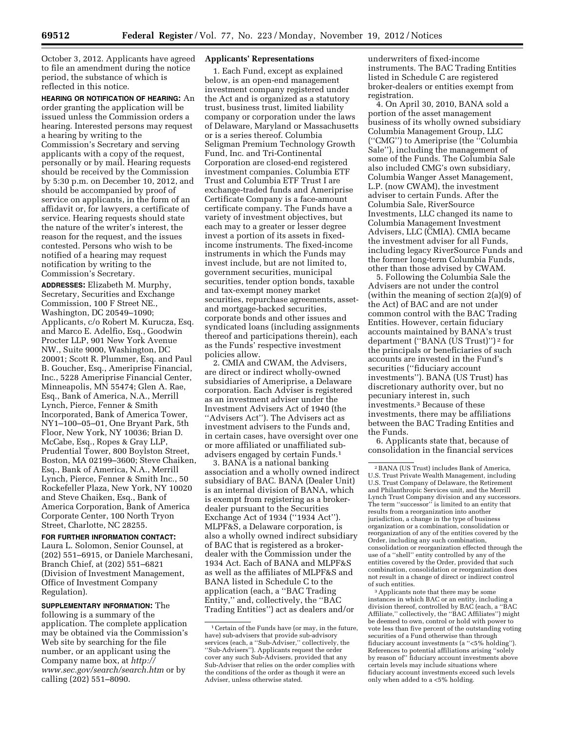October 3, 2012. Applicants have agreed to file an amendment during the notice period, the substance of which is reflected in this notice.

**HEARING OR NOTIFICATION OF HEARING:** An order granting the application will be issued unless the Commission orders a hearing. Interested persons may request a hearing by writing to the Commission's Secretary and serving applicants with a copy of the request, personally or by mail. Hearing requests should be received by the Commission by 5:30 p.m. on December 10, 2012, and should be accompanied by proof of service on applicants, in the form of an affidavit or, for lawyers, a certificate of service. Hearing requests should state the nature of the writer's interest, the reason for the request, and the issues contested. Persons who wish to be notified of a hearing may request notification by writing to the Commission's Secretary.

**ADDRESSES:** Elizabeth M. Murphy, Secretary, Securities and Exchange Commission, 100 F Street NE., Washington, DC 20549–1090; Applicants, c/o Robert M. Kurucza, Esq. and Marco E. Adelfio, Esq., Goodwin Procter LLP, 901 New York Avenue NW., Suite 9000, Washington, DC 20001; Scott R. Plummer, Esq. and Paul B. Goucher, Esq., Ameriprise Financial, Inc., 5228 Ameriprise Financial Center, Minneapolis, MN 55474; Glen A. Rae, Esq., Bank of America, N.A., Merrill Lynch, Pierce, Fenner & Smith Incorporated, Bank of America Tower, NY1–100–05–01, One Bryant Park, 5th Floor, New York, NY 10036; Brian D. McCabe, Esq., Ropes & Gray LLP, Prudential Tower, 800 Boylston Street, Boston, MA 02199–3600; Steve Chaiken, Esq., Bank of America, N.A., Merrill Lynch, Pierce, Fenner & Smith Inc., 50 Rockefeller Plaza, New York, NY 10020 and Steve Chaiken, Esq., Bank of America Corporation, Bank of America Corporate Center, 100 North Tryon Street, Charlotte, NC 28255.

**FOR FURTHER INFORMATION CONTACT:** Laura L. Solomon, Senior Counsel, at (202) 551–6915, or Daniele Marchesani, Branch Chief, at (202) 551–6821 (Division of Investment Management, Office of Investment Company Regulation).

**SUPPLEMENTARY INFORMATION:** The following is a summary of the application. The complete application may be obtained via the Commission's Web site by searching for the file number, or an applicant using the Company name box, at *http://www.sec.gov/search/search.htm* or by calling (202) 551–8090.

## Applicants' Representations

1. Each Fund, except as explained below, is an open-end management investment company registered under the Act and is organized as a statutory trust, business trust, limited liability company or corporation under the laws of Delaware, Maryland or Massachusetts or is a series thereof. Columbia Seligman Premium Technology Growth Fund, Inc. and Tri-Continental Corporation are closed-end registered investment companies. Columbia ETF Trust and Columbia ETF Trust I are exchange-traded funds and Ameriprise Certificate Company is a face-amount certificate company. The Funds have a variety of investment objectives, but each may to a greater or lesser degree invest a portion of its assets in fixed-income instruments. The fixed-income instruments in which the Funds may invest include, but are not limited to, government securities, municipal securities, tender option bonds, taxable and tax-exempt money market securities, repurchase agreements, asset- and mortgage-backed securities, corporate bonds and other issues and syndicated loans (including assignments thereof and participations therein), each as the Funds' respective investment policies allow.

2. CMIA and CWAM, the Advisers, are direct or indirect wholly-owned subsidiaries of Ameriprise, a Delaware corporation. Each Adviser is registered as an investment adviser under the Investment Advisers Act of 1940 (the "Advisers Act"). The Advisers act as investment advisers to the Funds and, in certain cases, have oversight over one or more affiliated or unaffiliated sub-advisers engaged by certain Funds.[1]

3. BANA is a national banking association and a wholly owned indirect subsidiary of BAC. BANA (Dealer Unit) is an internal division of BANA, which is exempt from registering as a broker-dealer pursuant to the Securities Exchange Act of 1934 ("1934 Act"). MLPF&S, a Delaware corporation, is also a wholly owned indirect subsidiary of BAC that is registered as a broker-dealer with the Commission under the 1934 Act. Each of BANA and MLPF&S as well as the affiliates of MLPF&S and BANA listed in Schedule C to the application (each, a "BAC Trading Entity," and, collectively, the "BAC Trading Entities") act as dealers and/or underwriters of fixed-income instruments. The BAC Trading Entities listed in Schedule C are registered broker-dealers or entities exempt from registration.

4. On April 30, 2010, BANA sold a portion of the asset management business of its wholly owned subsidiary Columbia Management Group, LLC ("CMG") to Ameriprise (the "Columbia Sale"), including the management of some of the Funds. The Columbia Sale also included CMG's own subsidiary, Columbia Wanger Asset Management, L.P. (now CWAM), the investment adviser to certain Funds. After the Columbia Sale, RiverSource Investments, LLC changed its name to Columbia Management Investment Advisers, LLC (CMIA). CMIA became the investment adviser for all Funds, including legacy RiverSource Funds and the former long-term Columbia Funds, other than those advised by CWAM.

5. Following the Columbia Sale the Advisers are not under the control (within the meaning of section 2(a)(9) of the Act) of BAC and are not under common control with the BAC Trading Entities. However, certain fiduciary accounts maintained by BANA's trust department ("BANA (US Trust)")[2] for the principals or beneficiaries of such accounts are invested in the Fund's securities ("fiduciary account investments"). BANA (US Trust) has discretionary authority over, but no pecuniary interest in, such investments.[3] Because of these investments, there may be affiliations between the BAC Trading Entities and the Funds.

6. Applicants state that, because of consolidation in the financial services

---

[1] Certain of the Funds have (or may, in the future, have) sub-advisers that provide sub-advisory services (each, a "Sub-Adviser," collectively, the "Sub-Advisers"). Applicants request the order cover any such Sub-Advisers, provided that any Sub-Adviser that relies on the order complies with the conditions of the order as though it were an Adviser, unless otherwise stated.

[2] BANA (US Trust) includes Bank of America, U.S. Trust Private Wealth Management, including U.S. Trust Company of Delaware, the Retirement and Philanthropic Services unit, and the Merrill Lynch Trust Company division and any successors. The term "successor" is limited to an entity that results from a reorganization into another jurisdiction, a change in the type of business organization or a combination, consolidation or reorganization of any of the entities covered by the Order, including any such combination, consolidation or reorganization effected through the use of a "shell" entity controlled by any of the entities covered by the Order, provided that such combination, consolidation or reorganization does not result in a change of direct or indirect control of such entities.

[3] Applicants note that there may be some instances in which BAC or an entity, including a division thereof, controlled by BAC (each, a "BAC Affiliate," collectively, the "BAC Affiliates") might be deemed to own, control or hold with power to vote less than five percent of the outstanding voting securities of a Fund otherwise than through fiduciary account investments (a "<5% holding"). References to potential affiliations arising "solely by reason of" fiduciary account investments above certain levels may include situations where fiduciary account investments exceed such levels only when added to a <5% holding.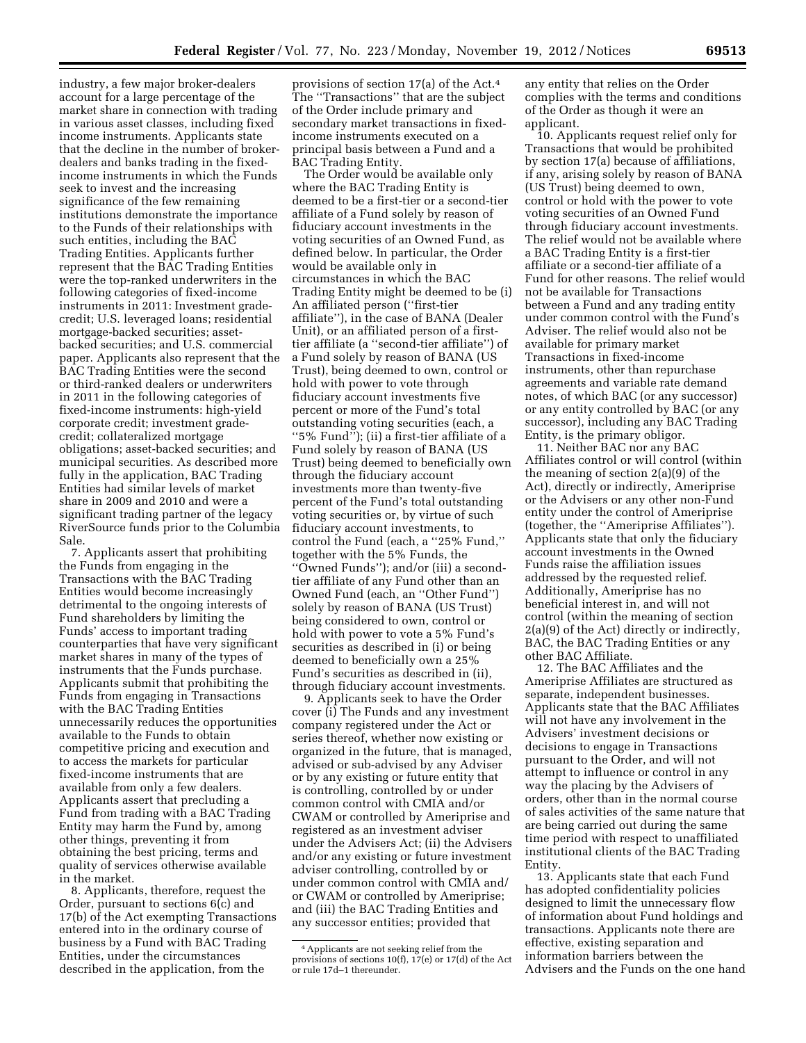industry, a few major broker-dealers account for a large percentage of the market share in connection with trading in various asset classes, including fixed income instruments. Applicants state that the decline in the number of broker-dealers and banks trading in the fixed-income instruments in which the Funds seek to invest and the increasing significance of the few remaining institutions demonstrate the importance to the Funds of their relationships with such entities, including the BAC Trading Entities. Applicants further represent that the BAC Trading Entities were the top-ranked underwriters in the following categories of fixed-income instruments in 2011: Investment grade-credit; U.S. leveraged loans; residential mortgage-backed securities; asset-backed securities; and U.S. commercial paper. Applicants also represent that the BAC Trading Entities were the second or third-ranked dealers or underwriters in 2011 in the following categories of fixed-income instruments: high-yield corporate credit; investment grade-credit; collateralized mortgage obligations; asset-backed securities; and municipal securities. As described more fully in the application, BAC Trading Entities had similar levels of market share in 2009 and 2010 and were a significant trading partner of the legacy RiverSource funds prior to the Columbia Sale.

7. Applicants assert that prohibiting the Funds from engaging in the Transactions with the BAC Trading Entities would become increasingly detrimental to the ongoing interests of Fund shareholders by limiting the Funds' access to important trading counterparties that have very significant market shares in many of the types of instruments that the Funds purchase. Applicants submit that prohibiting the Funds from engaging in Transactions with the BAC Trading Entities unnecessarily reduces the opportunities available to the Funds to obtain competitive pricing and execution and to access the markets for particular fixed-income instruments that are available from only a few dealers. Applicants assert that precluding a Fund from trading with a BAC Trading Entity may harm the Fund by, among other things, preventing it from obtaining the best pricing, terms and quality of services otherwise available in the market.

8. Applicants, therefore, request the Order, pursuant to sections 6(c) and 17(b) of the Act exempting Transactions entered into in the ordinary course of business by a Fund with BAC Trading Entities, under the circumstances described in the application, from the provisions of section 17(a) of the Act.[4] The "Transactions" that are the subject of the Order include primary and secondary market transactions in fixed-income instruments executed on a principal basis between a Fund and a BAC Trading Entity.

The Order would be available only where the BAC Trading Entity is deemed to be a first-tier or a second-tier affiliate of a Fund solely by reason of fiduciary account investments in the voting securities of an Owned Fund, as defined below. In particular, the Order would be available only in circumstances in which the BAC Trading Entity might be deemed to be (i) An affiliated person ("first-tier affiliate"), in the case of BANA (Dealer Unit), or an affiliated person of a first-tier affiliate (a "second-tier affiliate") of a Fund solely by reason of BANA (US Trust), being deemed to own, control or hold with power to vote through fiduciary account investments five percent or more of the Fund's total outstanding voting securities (each, a "5% Fund"); (ii) a first-tier affiliate of a Fund solely by reason of BANA (US Trust) being deemed to beneficially own through the fiduciary account investments more than twenty-five percent of the Fund's total outstanding voting securities or, by virtue of such fiduciary account investments, to control the Fund (each, a "25% Fund," together with the 5% Funds, the "Owned Funds"); and/or (iii) a second-tier affiliate of any Fund other than an Owned Fund (each, an "Other Fund") solely by reason of BANA (US Trust) being considered to own, control or hold with power to vote a 5% Fund's securities as described in (i) or being deemed to beneficially own a 25% Fund's securities as described in (ii), through fiduciary account investments.

9. Applicants seek to have the Order cover (i) The Funds and any investment company registered under the Act or series thereof, whether now existing or organized in the future, that is managed, advised or sub-advised by any Adviser or by any existing or future entity that is controlling, controlled by or under common control with CMIA and/or CWAM or controlled by Ameriprise and registered as an investment adviser under the Advisers Act; (ii) the Advisers and/or any existing or future investment adviser controlling, controlled by or under common control with CMIA and/ or CWAM or controlled by Ameriprise; and (iii) the BAC Trading Entities and any successor entities; provided that any entity that relies on the Order complies with the terms and conditions of the Order as though it were an applicant.

10. Applicants request relief only for Transactions that would be prohibited by section 17(a) because of affiliations, if any, arising solely by reason of BANA (US Trust) being deemed to own, control or hold with the power to vote voting securities of an Owned Fund through fiduciary account investments. The relief would not be available where a BAC Trading Entity is a first-tier affiliate or a second-tier affiliate of a Fund for other reasons. The relief would not be available for Transactions between a Fund and any trading entity under common control with the Fund's Adviser. The relief would also not be available for primary market Transactions in fixed-income instruments, other than repurchase agreements and variable rate demand notes, of which BAC (or any successor) or any entity controlled by BAC (or any successor), including any BAC Trading Entity, is the primary obligor.

11. Neither BAC nor any BAC Affiliates control or will control (within the meaning of section 2(a)(9) of the Act), directly or indirectly, Ameriprise or the Advisers or any other non-Fund entity under the control of Ameriprise (together, the "Ameriprise Affiliates"). Applicants state that only the fiduciary account investments in the Owned Funds raise the affiliation issues addressed by the requested relief. Additionally, Ameriprise has no beneficial interest in, and will not control (within the meaning of section 2(a)(9) of the Act) directly or indirectly, BAC, the BAC Trading Entities or any other BAC Affiliate.

12. The BAC Affiliates and the Ameriprise Affiliates are structured as separate, independent businesses. Applicants state that the BAC Affiliates will not have any involvement in the Advisers' investment decisions or decisions to engage in Transactions pursuant to the Order, and will not attempt to influence or control in any way the placing by the Advisers of orders, other than in the normal course of sales activities of the same nature that are being carried out during the same time period with respect to unaffiliated institutional clients of the BAC Trading Entity.

13. Applicants state that each Fund has adopted confidentiality policies designed to limit the unnecessary flow of information about Fund holdings and transactions. Applicants note there are effective, existing separation and information barriers between the Advisers and the Funds on the one hand

[4] Applicants are not seeking relief from the provisions of sections 10(f), 17(e) or 17(d) of the Act or rule 17d–1 thereunder.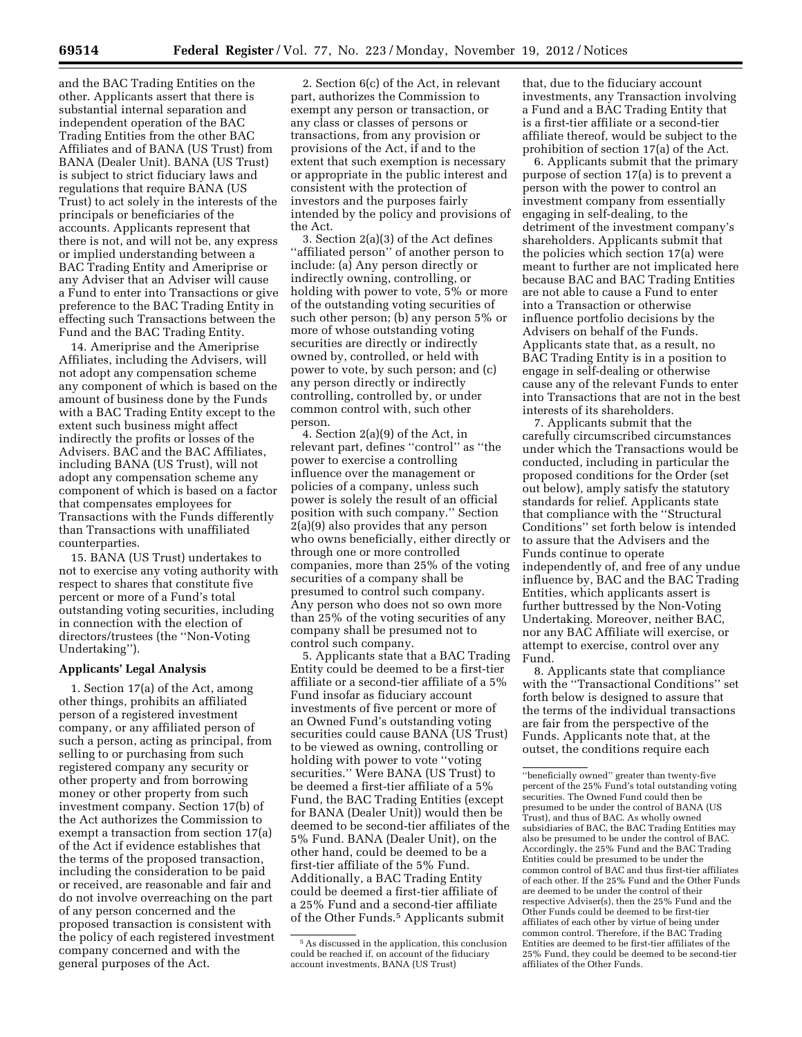and the BAC Trading Entities on the other. Applicants assert that there is substantial internal separation and independent operation of the BAC Trading Entities from the other BAC Affiliates and of BANA (US Trust) from BANA (Dealer Unit). BANA (US Trust) is subject to strict fiduciary laws and regulations that require BANA (US Trust) to act solely in the interests of the principals or beneficiaries of the accounts. Applicants represent that there is not, and will not be, any express or implied understanding between a BAC Trading Entity and Ameriprise or any Adviser that an Adviser will cause a Fund to enter into Transactions or give preference to the BAC Trading Entity in effecting such Transactions between the Fund and the BAC Trading Entity.

14. Ameriprise and the Ameriprise Affiliates, including the Advisers, will not adopt any compensation scheme any component of which is based on the amount of business done by the Funds with a BAC Trading Entity except to the extent such business might affect indirectly the profits or losses of the Advisers. BAC and the BAC Affiliates, including BANA (US Trust), will not adopt any compensation scheme any component of which is based on a factor that compensates employees for Transactions with the Funds differently than Transactions with unaffiliated counterparties.

15. BANA (US Trust) undertakes to not to exercise any voting authority with respect to shares that constitute five percent or more of a Fund's total outstanding voting securities, including in connection with the election of directors/trustees (the "Non-Voting Undertaking").

## Applicants' Legal Analysis

1. Section 17(a) of the Act, among other things, prohibits an affiliated person of a registered investment company, or any affiliated person of such a person, acting as principal, from selling to or purchasing from such registered company any security or other property and from borrowing money or other property from such investment company. Section 17(b) of the Act authorizes the Commission to exempt a transaction from section 17(a) of the Act if evidence establishes that the terms of the proposed transaction, including the consideration to be paid or received, are reasonable and fair and do not involve overreaching on the part of any person concerned and the proposed transaction is consistent with the policy of each registered investment company concerned and with the general purposes of the Act.

2. Section 6(c) of the Act, in relevant part, authorizes the Commission to exempt any person or transaction, or any class or classes of persons or transactions, from any provision or provisions of the Act, if and to the extent that such exemption is necessary or appropriate in the public interest and consistent with the protection of investors and the purposes fairly intended by the policy and provisions of the Act.

3. Section 2(a)(3) of the Act defines "affiliated person" of another person to include: (a) Any person directly or indirectly owning, controlling, or holding with power to vote, 5% or more of the outstanding voting securities of such other person; (b) any person 5% or more of whose outstanding voting securities are directly or indirectly owned by, controlled, or held with power to vote, by such person; and (c) any person directly or indirectly controlling, controlled by, or under common control with, such other person.

4. Section 2(a)(9) of the Act, in relevant part, defines "control" as "the power to exercise a controlling influence over the management or policies of a company, unless such power is solely the result of an official position with such company." Section 2(a)(9) also provides that any person who owns beneficially, either directly or through one or more controlled companies, more than 25% of the voting securities of a company shall be presumed to control such company. Any person who does not so own more than 25% of the voting securities of any company shall be presumed not to control such company.

5. Applicants state that a BAC Trading Entity could be deemed to be a first-tier affiliate or a second-tier affiliate of a 5% Fund insofar as fiduciary account investments of five percent or more of an Owned Fund's outstanding voting securities could cause BANA (US Trust) to be viewed as owning, controlling or holding with power to vote "voting securities." Were BANA (US Trust) to be deemed a first-tier affiliate of a 5% Fund, the BAC Trading Entities (except for BANA (Dealer Unit)) would then be deemed to be second-tier affiliates of the 5% Fund. BANA (Dealer Unit), on the other hand, could be deemed to be a first-tier affiliate of the 5% Fund. Additionally, a BAC Trading Entity could be deemed a first-tier affiliate of a 25% Fund and a second-tier affiliate of the Other Funds.[5] Applicants submit that, due to the fiduciary account investments, any Transaction involving a Fund and a BAC Trading Entity that is a first-tier affiliate or a second-tier affiliate thereof, would be subject to the prohibition of section 17(a) of the Act.

6. Applicants submit that the primary purpose of section 17(a) is to prevent a person with the power to control an investment company from essentially engaging in self-dealing, to the detriment of the investment company's shareholders. Applicants submit that the policies which section 17(a) were meant to further are not implicated here because BAC and BAC Trading Entities are not able to cause a Fund to enter into a Transaction or otherwise influence portfolio decisions by the Advisers on behalf of the Funds. Applicants state that, as a result, no BAC Trading Entity is in a position to engage in self-dealing or otherwise cause any of the relevant Funds to enter into Transactions that are not in the best interests of its shareholders.

7. Applicants submit that the carefully circumscribed circumstances under which the Transactions would be conducted, including in particular the proposed conditions for the Order (set out below), amply satisfy the statutory standards for relief. Applicants state that compliance with the "Structural Conditions" set forth below is intended to assure that the Advisers and the Funds continue to operate independently of, and free of any undue influence by, BAC and the BAC Trading Entities, which applicants assert is further buttressed by the Non-Voting Undertaking. Moreover, neither BAC, nor any BAC Affiliate will exercise, or attempt to exercise, control over any Fund.

8. Applicants state that compliance with the "Transactional Conditions" set forth below is designed to assure that the terms of the individual transactions are fair from the perspective of the Funds. Applicants note that, at the outset, the conditions require each

[5] As discussed in the application, this conclusion could be reached if, on account of the fiduciary account investments, BANA (US Trust) "beneficially owned" greater than twenty-five percent of the 25% Fund's total outstanding voting securities. The Owned Fund could then be presumed to be under the control of BANA (US Trust), and thus of BAC. As wholly owned subsidiaries of BAC, the BAC Trading Entities may also be presumed to be under the control of BAC. Accordingly, the 25% Fund and the BAC Trading Entities could be presumed to be under the common control of BAC and thus first-tier affiliates of each other. If the 25% Fund and the Other Funds are deemed to be under the control of their respective Adviser(s), then the 25% Fund and the Other Funds could be deemed to be first-tier affiliates of each other by virtue of being under common control. Therefore, if the BAC Trading Entities are deemed to be first-tier affiliates of the 25% Fund, they could be deemed to be second-tier affiliates of the Other Funds.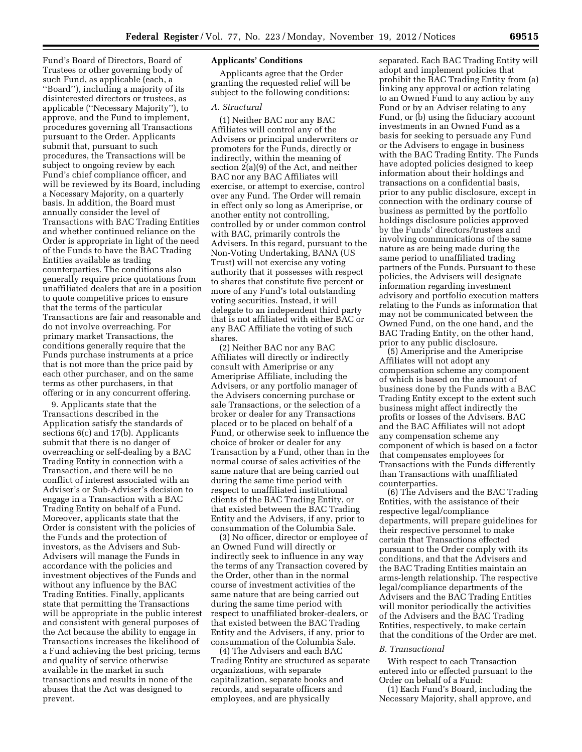Fund's Board of Directors, Board of Trustees or other governing body of such Fund, as applicable (each, a ''Board''), including a majority of its disinterested directors or trustees, as applicable (''Necessary Majority''), to approve, and the Fund to implement, procedures governing all Transactions pursuant to the Order. Applicants submit that, pursuant to such procedures, the Transactions will be subject to ongoing review by each Fund's chief compliance officer, and will be reviewed by its Board, including a Necessary Majority, on a quarterly basis. In addition, the Board must annually consider the level of Transactions with BAC Trading Entities and whether continued reliance on the Order is appropriate in light of the need of the Funds to have the BAC Trading Entities available as trading counterparties. The conditions also generally require price quotations from unaffiliated dealers that are in a position to quote competitive prices to ensure that the terms of the particular Transactions are fair and reasonable and do not involve overreaching. For primary market Transactions, the conditions generally require that the Funds purchase instruments at a price that is not more than the price paid by each other purchaser, and on the same terms as other purchasers, in that offering or in any concurrent offering.

9. Applicants state that the Transactions described in the Application satisfy the standards of sections 6(c) and 17(b). Applicants submit that there is no danger of overreaching or self-dealing by a BAC Trading Entity in connection with a Transaction, and there will be no conflict of interest associated with an Adviser's or Sub-Adviser's decision to engage in a Transaction with a BAC Trading Entity on behalf of a Fund. Moreover, applicants state that the Order is consistent with the policies of the Funds and the protection of investors, as the Advisers and Sub-Advisers will manage the Funds in accordance with the policies and investment objectives of the Funds and without any influence by the BAC Trading Entities. Finally, applicants state that permitting the Transactions will be appropriate in the public interest and consistent with general purposes of the Act because the ability to engage in Transactions increases the likelihood of a Fund achieving the best pricing, terms and quality of service otherwise available in the market in such transactions and results in none of the abuses that the Act was designed to prevent.

**Applicants' Conditions**

Applicants agree that the Order granting the requested relief will be subject to the following conditions:

*A. Structural*

(1) Neither BAC nor any BAC Affiliates will control any of the Advisers or principal underwriters or promoters for the Funds, directly or indirectly, within the meaning of section 2(a)(9) of the Act, and neither BAC nor any BAC Affiliates will exercise, or attempt to exercise, control over any Fund. The Order will remain in effect only so long as Ameriprise, or another entity not controlling, controlled by or under common control with BAC, primarily controls the Advisers. In this regard, pursuant to the Non-Voting Undertaking, BANA (US Trust) will not exercise any voting authority that it possesses with respect to shares that constitute five percent or more of any Fund's total outstanding voting securities. Instead, it will delegate to an independent third party that is not affiliated with either BAC or any BAC Affiliate the voting of such shares.

(2) Neither BAC nor any BAC Affiliates will directly or indirectly consult with Ameriprise or any Ameriprise Affiliate, including the Advisers, or any portfolio manager of the Advisers concerning purchase or sale Transactions, or the selection of a broker or dealer for any Transactions placed or to be placed on behalf of a Fund, or otherwise seek to influence the choice of broker or dealer for any Transaction by a Fund, other than in the normal course of sales activities of the same nature that are being carried out during the same time period with respect to unaffiliated institutional clients of the BAC Trading Entity, or that existed between the BAC Trading Entity and the Advisers, if any, prior to consummation of the Columbia Sale.

(3) No officer, director or employee of an Owned Fund will directly or indirectly seek to influence in any way the terms of any Transaction covered by the Order, other than in the normal course of investment activities of the same nature that are being carried out during the same time period with respect to unaffiliated broker-dealers, or that existed between the BAC Trading Entity and the Advisers, if any, prior to consummation of the Columbia Sale.

(4) The Advisers and each BAC Trading Entity are structured as separate organizations, with separate capitalization, separate books and records, and separate officers and employees, and are physically separated. Each BAC Trading Entity will adopt and implement policies that prohibit the BAC Trading Entity from (a) linking any approval or action relating to an Owned Fund to any action by any Fund or by an Adviser relating to any Fund, or (b) using the fiduciary account investments in an Owned Fund as a basis for seeking to persuade any Fund or the Advisers to engage in business with the BAC Trading Entity. The Funds have adopted policies designed to keep information about their holdings and transactions on a confidential basis, prior to any public disclosure, except in connection with the ordinary course of business as permitted by the portfolio holdings disclosure policies approved by the Funds' directors/trustees and involving communications of the same nature as are being made during the same period to unaffiliated trading partners of the Funds. Pursuant to these policies, the Advisers will designate information regarding investment advisory and portfolio execution matters relating to the Funds as information that may not be communicated between the Owned Fund, on the one hand, and the BAC Trading Entity, on the other hand, prior to any public disclosure.

(5) Ameriprise and the Ameriprise Affiliates will not adopt any compensation scheme any component of which is based on the amount of business done by the Funds with a BAC Trading Entity except to the extent such business might affect indirectly the profits or losses of the Advisers. BAC and the BAC Affiliates will not adopt any compensation scheme any component of which is based on a factor that compensates employees for Transactions with the Funds differently than Transactions with unaffiliated counterparties.

(6) The Advisers and the BAC Trading Entities, with the assistance of their respective legal/compliance departments, will prepare guidelines for their respective personnel to make certain that Transactions effected pursuant to the Order comply with its conditions, and that the Advisers and the BAC Trading Entities maintain an arms-length relationship. The respective legal/compliance departments of the Advisers and the BAC Trading Entities will monitor periodically the activities of the Advisers and the BAC Trading Entities, respectively, to make certain that the conditions of the Order are met.

*B. Transactional*

With respect to each Transaction entered into or effected pursuant to the Order on behalf of a Fund:

(1) Each Fund's Board, including the Necessary Majority, shall approve, and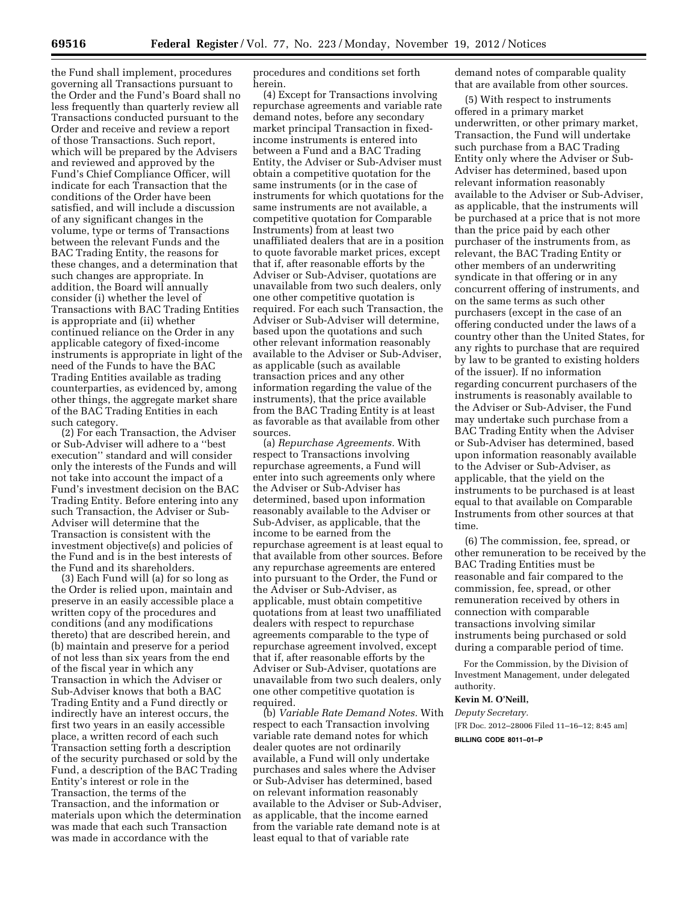the Fund shall implement, procedures governing all Transactions pursuant to the Order and the Fund's Board shall no less frequently than quarterly review all Transactions conducted pursuant to the Order and receive and review a report of those Transactions. Such report, which will be prepared by the Advisers and reviewed and approved by the Fund's Chief Compliance Officer, will indicate for each Transaction that the conditions of the Order have been satisfied, and will include a discussion of any significant changes in the volume, type or terms of Transactions between the relevant Funds and the BAC Trading Entity, the reasons for these changes, and a determination that such changes are appropriate. In addition, the Board will annually consider (i) whether the level of Transactions with BAC Trading Entities is appropriate and (ii) whether continued reliance on the Order in any applicable category of fixed-income instruments is appropriate in light of the need of the Funds to have the BAC Trading Entities available as trading counterparties, as evidenced by, among other things, the aggregate market share of the BAC Trading Entities in each such category.

(2) For each Transaction, the Adviser or Sub-Adviser will adhere to a ''best execution'' standard and will consider only the interests of the Funds and will not take into account the impact of a Fund's investment decision on the BAC Trading Entity. Before entering into any such Transaction, the Adviser or Sub-Adviser will determine that the Transaction is consistent with the investment objective(s) and policies of the Fund and is in the best interests of the Fund and its shareholders.

(3) Each Fund will (a) for so long as the Order is relied upon, maintain and preserve in an easily accessible place a written copy of the procedures and conditions (and any modifications thereto) that are described herein, and (b) maintain and preserve for a period of not less than six years from the end of the fiscal year in which any Transaction in which the Adviser or Sub-Adviser knows that both a BAC Trading Entity and a Fund directly or indirectly have an interest occurs, the first two years in an easily accessible place, a written record of each such Transaction setting forth a description of the security purchased or sold by the Fund, a description of the BAC Trading Entity's interest or role in the Transaction, the terms of the Transaction, and the information or materials upon which the determination was made that each such Transaction was made in accordance with the procedures and conditions set forth herein.

(4) Except for Transactions involving repurchase agreements and variable rate demand notes, before any secondary market principal Transaction in fixed-income instruments is entered into between a Fund and a BAC Trading Entity, the Adviser or Sub-Adviser must obtain a competitive quotation for the same instruments (or in the case of instruments for which quotations for the same instruments are not available, a competitive quotation for Comparable Instruments) from at least two unaffiliated dealers that are in a position to quote favorable market prices, except that if, after reasonable efforts by the Adviser or Sub-Adviser, quotations are unavailable from two such dealers, only one other competitive quotation is required. For each such Transaction, the Adviser or Sub-Adviser will determine, based upon the quotations and such other relevant information reasonably available to the Adviser or Sub-Adviser, as applicable (such as available transaction prices and any other information regarding the value of the instruments), that the price available from the BAC Trading Entity is at least as favorable as that available from other sources.

(a) *Repurchase Agreements.* With respect to Transactions involving repurchase agreements, a Fund will enter into such agreements only where the Adviser or Sub-Adviser has determined, based upon information reasonably available to the Adviser or Sub-Adviser, as applicable, that the income to be earned from the repurchase agreement is at least equal to that available from other sources. Before any repurchase agreements are entered into pursuant to the Order, the Fund or the Adviser or Sub-Adviser, as applicable, must obtain competitive quotations from at least two unaffiliated dealers with respect to repurchase agreements comparable to the type of repurchase agreement involved, except that if, after reasonable efforts by the Adviser or Sub-Adviser, quotations are unavailable from two such dealers, only one other competitive quotation is required.

(b) *Variable Rate Demand Notes.* With respect to each Transaction involving variable rate demand notes for which dealer quotes are not ordinarily available, a Fund will only undertake purchases and sales where the Adviser or Sub-Adviser has determined, based on relevant information reasonably available to the Adviser or Sub-Adviser, as applicable, that the income earned from the variable rate demand note is at least equal to that of variable rate demand notes of comparable quality that are available from other sources.

(5) With respect to instruments offered in a primary market underwritten, or other primary market, Transaction, the Fund will undertake such purchase from a BAC Trading Entity only where the Adviser or Sub-Adviser has determined, based upon relevant information reasonably available to the Adviser or Sub-Adviser, as applicable, that the instruments will be purchased at a price that is not more than the price paid by each other purchaser of the instruments from, as relevant, the BAC Trading Entity or other members of an underwriting syndicate in that offering or in any concurrent offering of instruments, and on the same terms as such other purchasers (except in the case of an offering conducted under the laws of a country other than the United States, for any rights to purchase that are required by law to be granted to existing holders of the issuer). If no information regarding concurrent purchasers of the instruments is reasonably available to the Adviser or Sub-Adviser, the Fund may undertake such purchase from a BAC Trading Entity when the Adviser or Sub-Adviser has determined, based upon information reasonably available to the Adviser or Sub-Adviser, as applicable, that the yield on the instruments to be purchased is at least equal to that available on Comparable Instruments from other sources at that time.

(6) The commission, fee, spread, or other remuneration to be received by the BAC Trading Entities must be reasonable and fair compared to the commission, fee, spread, or other remuneration received by others in connection with comparable transactions involving similar instruments being purchased or sold during a comparable period of time.

For the Commission, by the Division of Investment Management, under delegated authority.

**Kevin M. O'Neill,**

*Deputy Secretary.*

[FR Doc. 2012–28006 Filed 11–16–12; 8:45 am]

**BILLING CODE 8011–01–P**